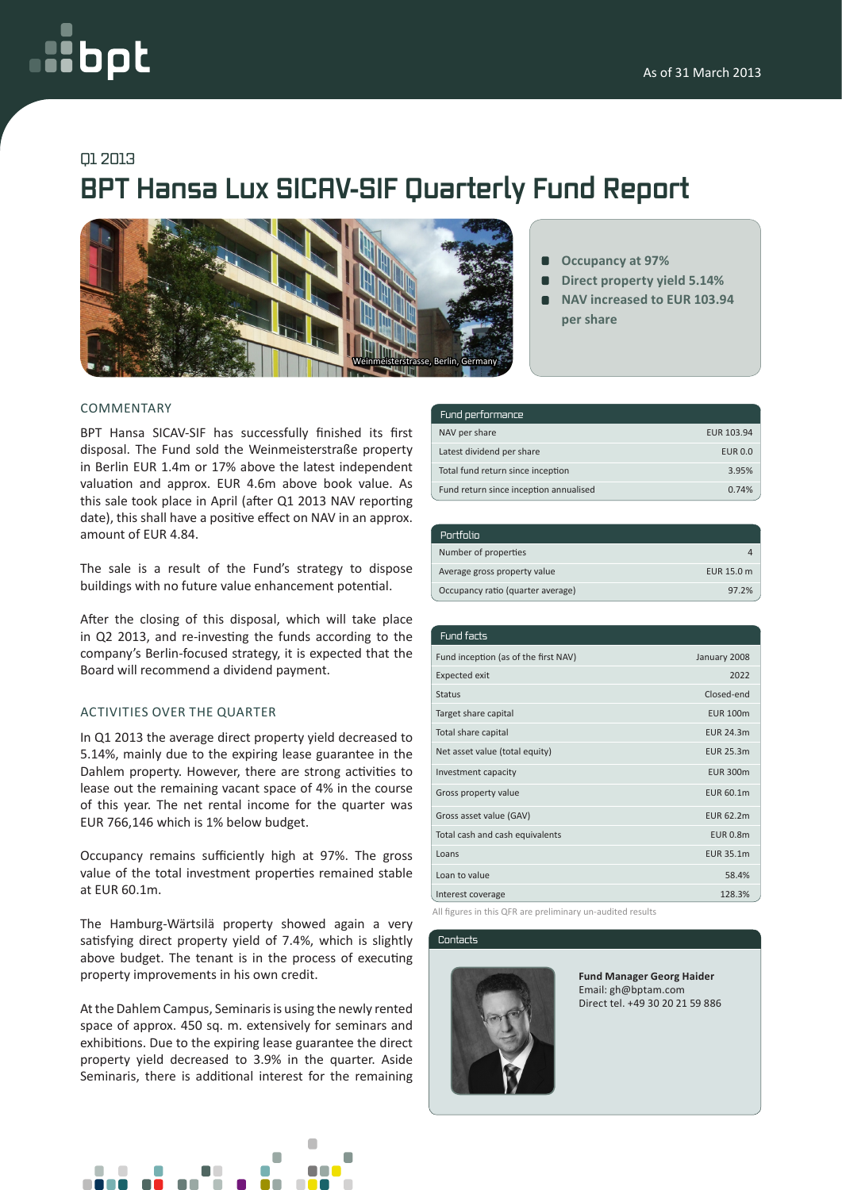As of 31 March 2013

Q1 2013

# BPT Hansa Lux SICAV-SIF Quarterly Fund Report

Weinmeisterstrasse, Berlin, Germany

- Occupancy at 97%
- Direct property yield 5.14%
- NAV increased to EUR 103.94 per share

## COMMENTARY

BPT Hansa SICAV-SIF has successfully finished its first disposal. The Fund sold the Weinmeisterstraße property in Berlin EUR 1.4m or 17% above the latest independent valuation and approx. EUR 4.6m above book value. As this sale took place in April (after Q1 2013 NAV reporting date), this shall have a positive effect on NAV in an approx. amount of EUR 4.84.

The sale is a result of the Fund's strategy to dispose buildings with no future value enhancement potential.

After the closing of this disposal, which will take place in Q2 2013, and re-investing the funds according to the company's Berlin-focused strategy, it is expected that the Board will recommend a dividend payment.

## ACTIVITIES OVER THE QUARTER

In Q1 2013 the average direct property yield decreased to 5.14%, mainly due to the expiring lease guarantee in the Dahlem property. However, there are strong activities to lease out the remaining vacant space of 4% in the course of this year. The net rental income for the quarter was EUR 766,146 which is 1% below budget.

Occupancy remains sufficiently high at 97%. The gross value of the total investment properties remained stable at EUR 60.1m.

The Hamburg-Wärtsilä property showed again a very satisfying direct property yield of 7.4%, which is slightly above budget. The tenant is in the process of executing property improvements in his own credit.

At the Dahlem Campus, Seminaris is using the newly rented space of approx. 450 sq. m. extensively for seminars and exhibitions. Due to the expiring lease guarantee the direct property yield decreased to 3.9% in the quarter. Aside Seminaris, there is additional interest for the remaining

| Fund performance | |
|---|---|
| NAV per share | EUR 103.94 |
| Latest dividend per share | EUR 0.0 |
| Total fund return since inception | 3.95% |
| Fund return since inception annualised | 0.74% |

| Portfolio | |
|---|---|
| Number of properties | 4 |
| Average gross property value | EUR 15.0 m |
| Occupancy ratio (quarter average) | 97.2% |

| Fund facts | |
|---|---|
| Fund inception (as of the first NAV) | January 2008 |
| Expected exit | 2022 |
| Status | Closed-end |
| Target share capital | EUR 100m |
| Total share capital | EUR 24.3m |
| Net asset value (total equity) | EUR 25.3m |
| Investment capacity | EUR 300m |
| Gross property value | EUR 60.1m |
| Gross asset value (GAV) | EUR 62.2m |
| Total cash and cash equivalents | EUR 0.8m |
| Loans | EUR 35.1m |
| Loan to value | 58.4% |
| Interest coverage | 128.3% |

All figures in this QFR are preliminary un-audited results

### Contacts

**Fund Manager Georg Haider**
Email: gh@bptam.com
Direct tel. +49 30 20 21 59 886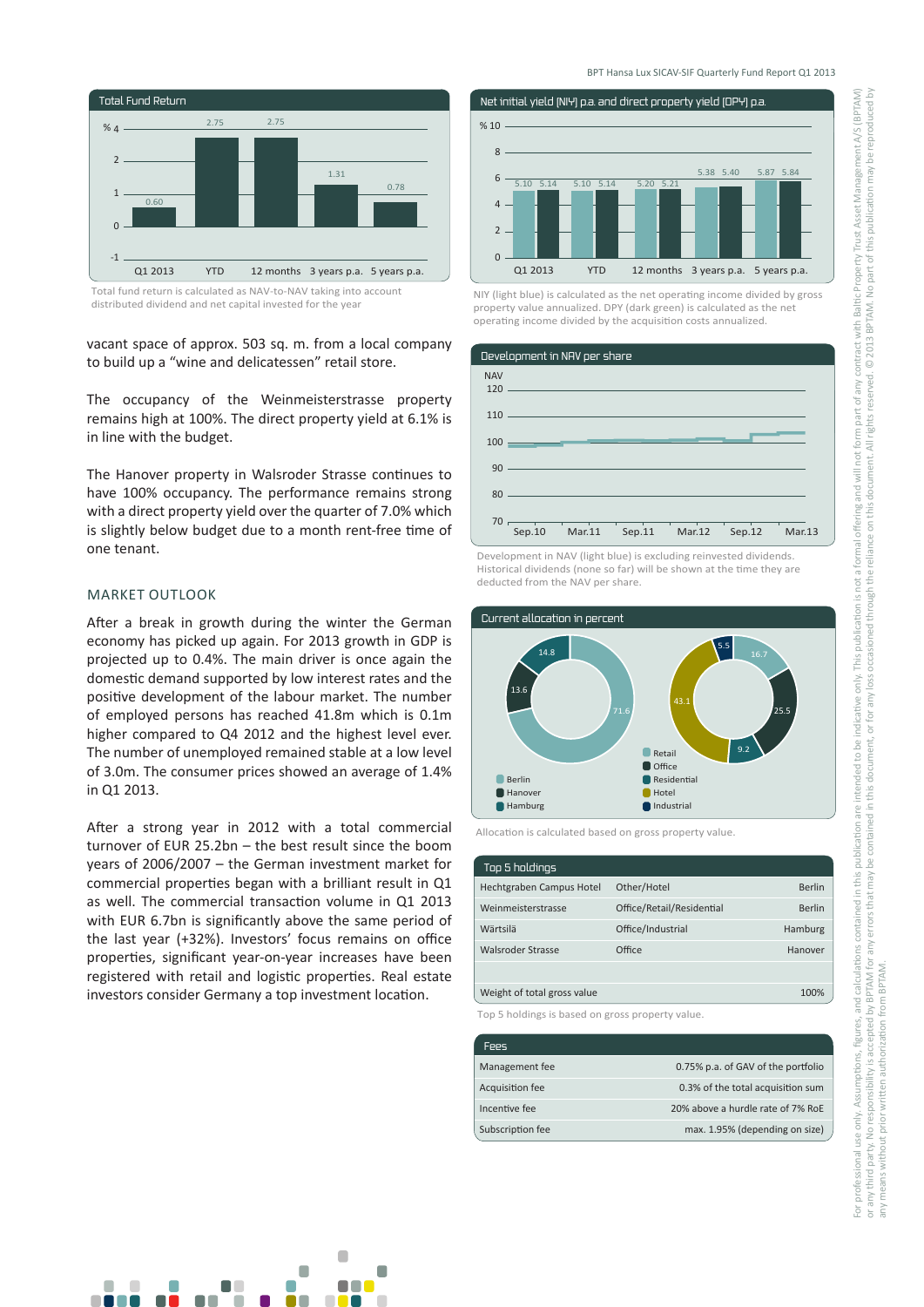vacant space of approx. 503 sq. m. from a local company to build up a "wine and delicatessen" retail store.

The occupancy of the Weinmeisterstrasse property remains high at 100%. The direct property yield at 6.1% is in line with the budget.

The Hanover property in Walsroder Strasse continues to have 100% occupancy. The performance remains strong with a direct property yield over the quarter of 7.0% which is slightly below budget due to a month rent-free time of one tenant.

## MARKET OUTLOOK

After a break in growth during the winter the German economy has picked up again. For 2013 growth in GDP is projected up to 0.4%. The main driver is once again the domestic demand supported by low interest rates and the positive development of the labour market. The number of employed persons has reached 41.8m which is 0.1m higher compared to Q4 2012 and the highest level ever. The number of unemployed remained stable at a low level of 3.0m. The consumer prices showed an average of 1.4% in Q1 2013.

After a strong year in 2012 with a total commercial turnover of EUR 25.2bn – the best result since the boom years of 2006/2007 – the German investment market for commercial properties began with a brilliant result in Q1 as well. The commercial transaction volume in Q1 2013 with EUR 6.7bn is significantly above the same period of the last year (+32%). Investors' focus remains on office properties, significant year-on-year increases have been registered with retail and logistic properties. Real estate investors consider Germany a top investment location.

### Total Fund Return

%
4
2
1
0
-1

0.60
2.75
2.75
1.31
0.78

Q1 2013
YTD
12 months
3 years p.a.
5 years p.a.

Total fund return is calculated as NAV-to-NAV taking into account distributed dividend and net capital invested for the year

### Net initial yield (NIY) p.a. and direct property yield (DPY) p.a.

%
10
8
6
4
2
0

5.10 5.14
5.10 5.14
5.20 5.21
5.38 5.40
5.87 5.84

Q1 2013
YTD
12 months
3 years p.a.
5 years p.a.

NIY (light blue) is calculated as the net operating income divided by gross property value annualized. DPY (dark green) is calculated as the net operating income divided by the acquisition costs annualized.

### Development in NAV per share

NAV
120
110
100
90
80
70

Sep.10
Mar.11
Sep.11
Mar.12
Sep.12
Mar.13

Development in NAV (light blue) is excluding reinvested dividends. Historical dividends (none so far) will be shown at the time they are deducted from the NAV per share.

### Current allocation in percent

14.8
13.6
71.6

Berlin
Hanover
Hamburg

5.5
16.7
43.1
25.5
9.2

Retail
Office
Residential
Hotel
Industrial

Allocation is calculated based on gross property value.

### Top 5 holdings

| | | |
|---|---|---|
| Hechtgraben Campus Hotel | Other/Hotel | Berlin |
| Weinmeisterstrasse | Office/Retail/Residential | Berlin |
| Wärtsilä | Office/Industrial | Hamburg |
| Walsroder Strasse | Office | Hanover |
| | | |
| Weight of total gross value | | 100% |

Top 5 holdings is based on gross property value.

### Fees

| | |
|---|---|
| Management fee | 0.75% p.a. of GAV of the portfolio |
| Acquisition fee | 0.3% of the total acquisition sum |
| Incentive fee | 20% above a hurdle rate of 7% RoE |
| Subscription fee | max. 1.95% (depending on size) |

For professional use only. Assumptions, figures, and calculations contained in this publication are intended to be indicative only. This publication is not a formal offering and will not form part of any contract with Baltic Property Trust Asset Management A/S (BPTAM) or any third party. No responsibility is accepted by BPTAM for any errors that may be contained in this document, or for any loss occasioned through the reliance on this document. All rights reserved. © 2013 BPTAM. No part of this publication may be reproduced by any means without prior written authorization from BPTAM.